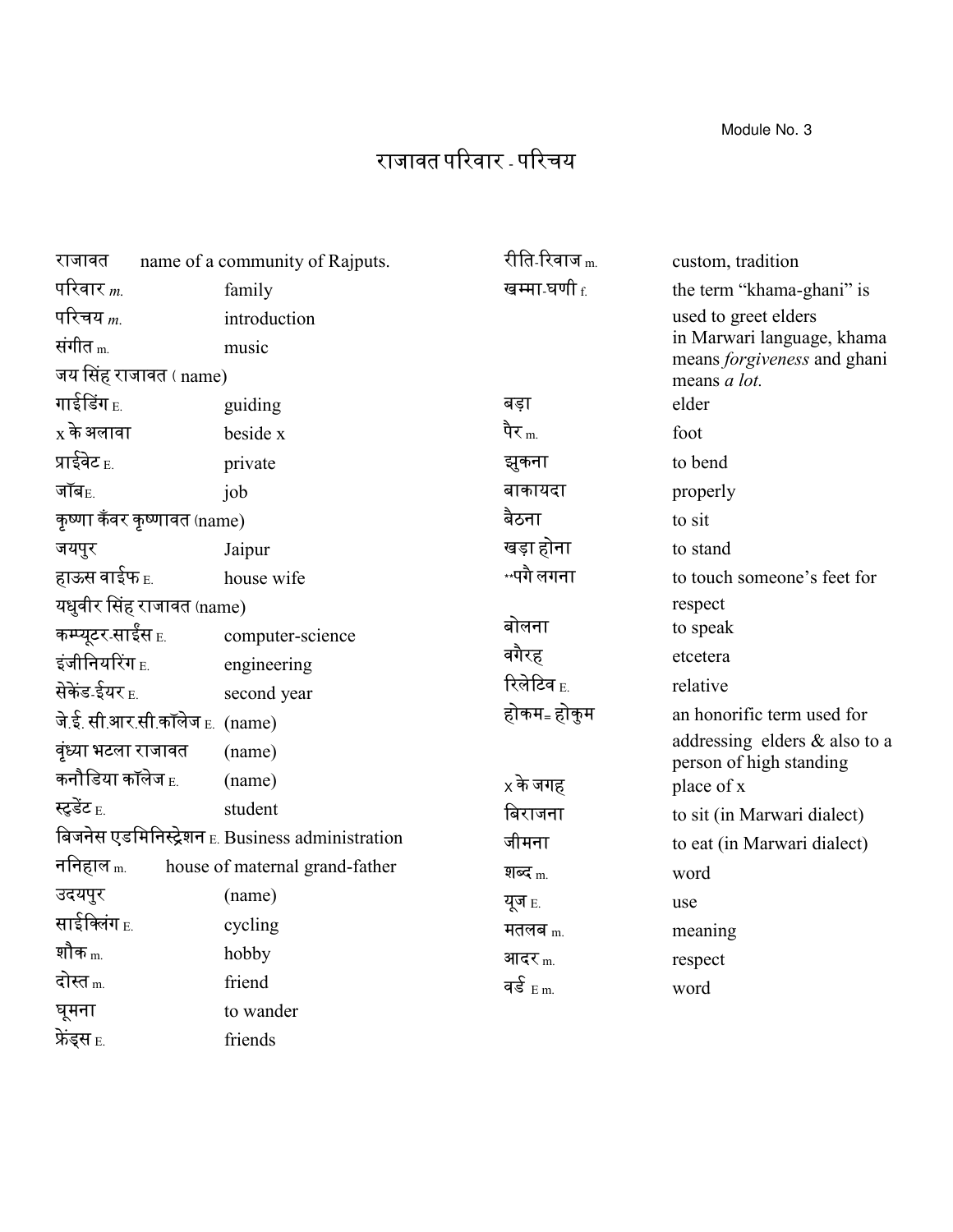Module No. 3

# राजावत परिवार - परिचय

| Word | Meaning |
|---|---|
| राजावत | name of a community of Rajputs. |
| परिवार *m.* | family |
| परिचय *m.* | introduction |
| संगीत m. | music |
| जय सिंह राजावत ( name) | |
| गाईडिंग E. | guiding |
| x के अलावा | beside x |
| प्राईवेट E. | private |
| जॉबE. | job |
| कृष्णा कँवर कृष्णावत (name) | |
| जयपुर | Jaipur |
| हाऊस वाईफ E. | house wife |
| यधुवीर सिंह राजावत (name) | |
| कम्प्यूटर-साईंस E. | computer-science |
| इंजीनियरिंग E. | engineering |
| सेकेंड-ईयर E. | second year |
| जे.ई. सी.आर.सी.कॉलेज E. | (name) |
| वृंध्या भटला राजावत | (name) |
| कनौडिया कॉलेज E. | (name) |
| स्टुडेंट E. | student |
| बिजनेस एडमिनिस्ट्रेशन E. | Business administration |
| ननिहाल m. | house of maternal grand-father |
| उदयपुर | (name) |
| साईक्लिंग E. | cycling |
| शौक m. | hobby |
| दोस्त m. | friend |
| घूमना | to wander |
| फ्रेंड्स E. | friends |
| रीति-रिवाज m. | custom, tradition |
| खम्मा-घणी f. | the term "khama-ghani" is used to greet elders in Marwari language, khama means *forgiveness* and ghani means *a lot.* |
| बड़ा | elder |
| पैर m. | foot |
| झुकना | to bend |
| बाकायदा | properly |
| बैठना | to sit |
| खड़ा होना | to stand |
| **पगे लगना | to touch someone's feet for respect |
| बोलना | to speak |
| वगैरह् | etcetera |
| रिलेटिव E. | relative |
| होकम= होकुम | an honorific term used for addressing elders & also to a person of high standing |
| x के जगह् | place of x |
| बिराजना | to sit (in Marwari dialect) |
| जीमना | to eat (in Marwari dialect) |
| शब्द m. | word |
| यूज E. | use |
| मतलब m. | meaning |
| आदर m. | respect |
| वर्ड E m. | word |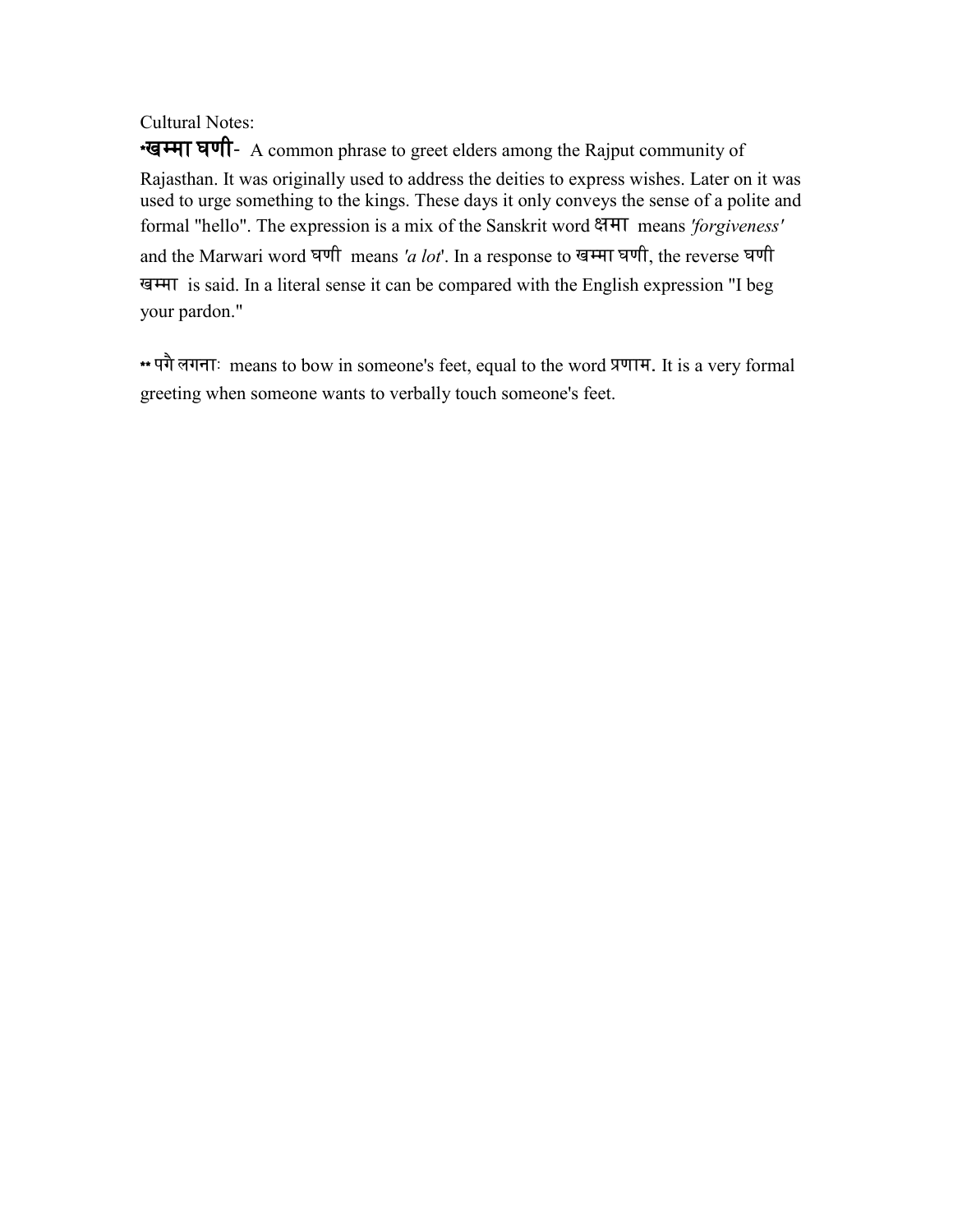Cultural Notes:

*खम्मा घणी- A common phrase to greet elders among the Rajput community of Rajasthan. It was originally used to address the deities to express wishes. Later on it was used to urge something to the kings. These days it only conveys the sense of a polite and formal "hello". The expression is a mix of the Sanskrit word क्षमा means *'forgiveness'* and the Marwari word घणी means *'a lot'*. In a response to खम्मा घणी, the reverse घणी खम्मा is said. In a literal sense it can be compared with the English expression "I beg your pardon."

** पगै लगनाः means to bow in someone's feet, equal to the word प्रणाम. It is a very formal greeting when someone wants to verbally touch someone's feet.